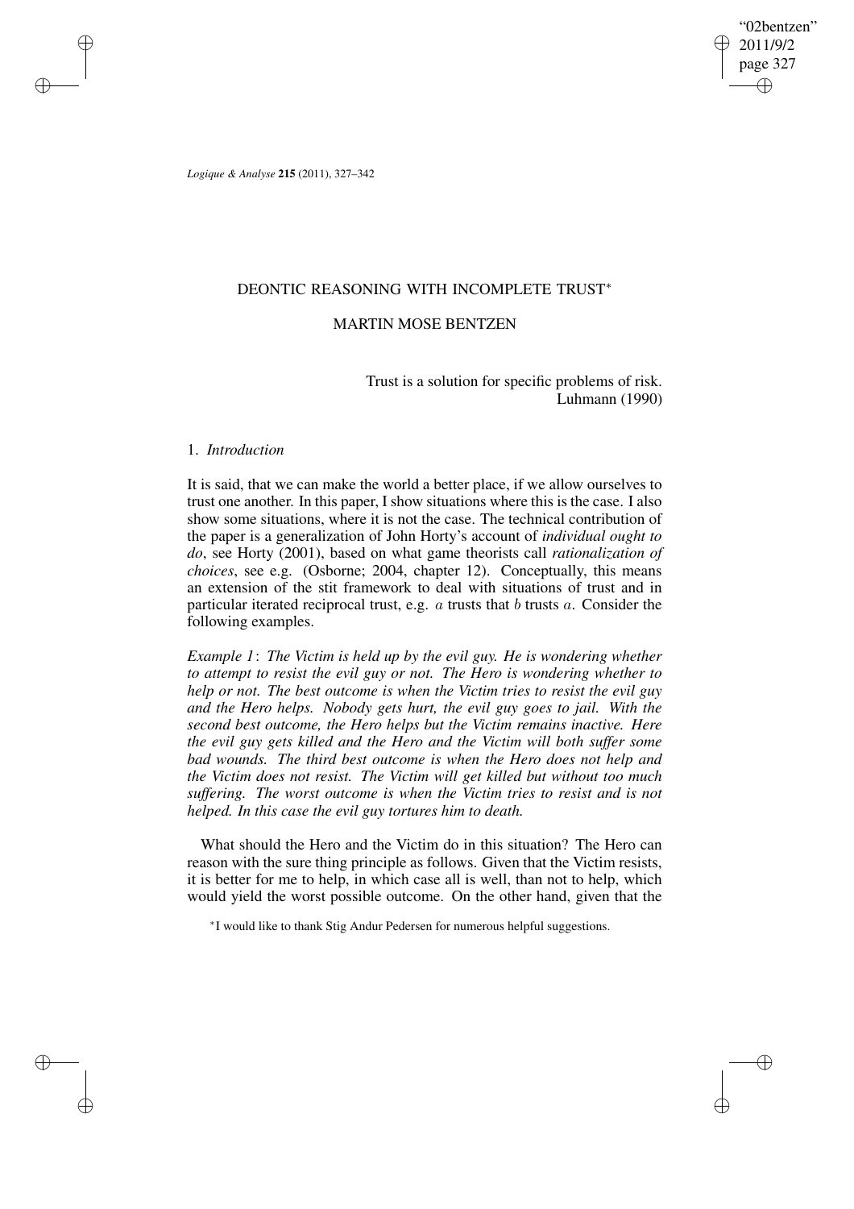# DEONTIC REASONING WITH INCOMPLETE TRUST*

## MARTIN MOSE BENTZEN

> Trust is a solution for specific problems of risk.
> Luhmann (1990)

### 1. *Introduction*

It is said, that we can make the world a better place, if we allow ourselves to trust one another. In this paper, I show situations where this is the case. I also show some situations, where it is not the case. The technical contribution of the paper is a generalization of John Horty's account of *individual ought to do*, see Horty (2001), based on what game theorists call *rationalization of choices*, see e.g. (Osborne; 2004, chapter 12). Conceptually, this means an extension of the stit framework to deal with situations of trust and in particular iterated reciprocal trust, e.g. $a$ trusts that $b$ trusts $a$. Consider the following examples.

*Example 1*: *The Victim is held up by the evil guy. He is wondering whether to attempt to resist the evil guy or not. The Hero is wondering whether to help or not. The best outcome is when the Victim tries to resist the evil guy and the Hero helps. Nobody gets hurt, the evil guy goes to jail. With the second best outcome, the Hero helps but the Victim remains inactive. Here the evil guy gets killed and the Hero and the Victim will both suffer some bad wounds. The third best outcome is when the Hero does not help and the Victim does not resist. The Victim will get killed but without too much suffering. The worst outcome is when the Victim tries to resist and is not helped. In this case the evil guy tortures him to death.*

What should the Hero and the Victim do in this situation? The Hero can reason with the sure thing principle as follows. Given that the Victim resists, it is better for me to help, in which case all is well, than not to help, which would yield the worst possible outcome. On the other hand, given that the

*I would like to thank Stig Andur Pedersen for numerous helpful suggestions.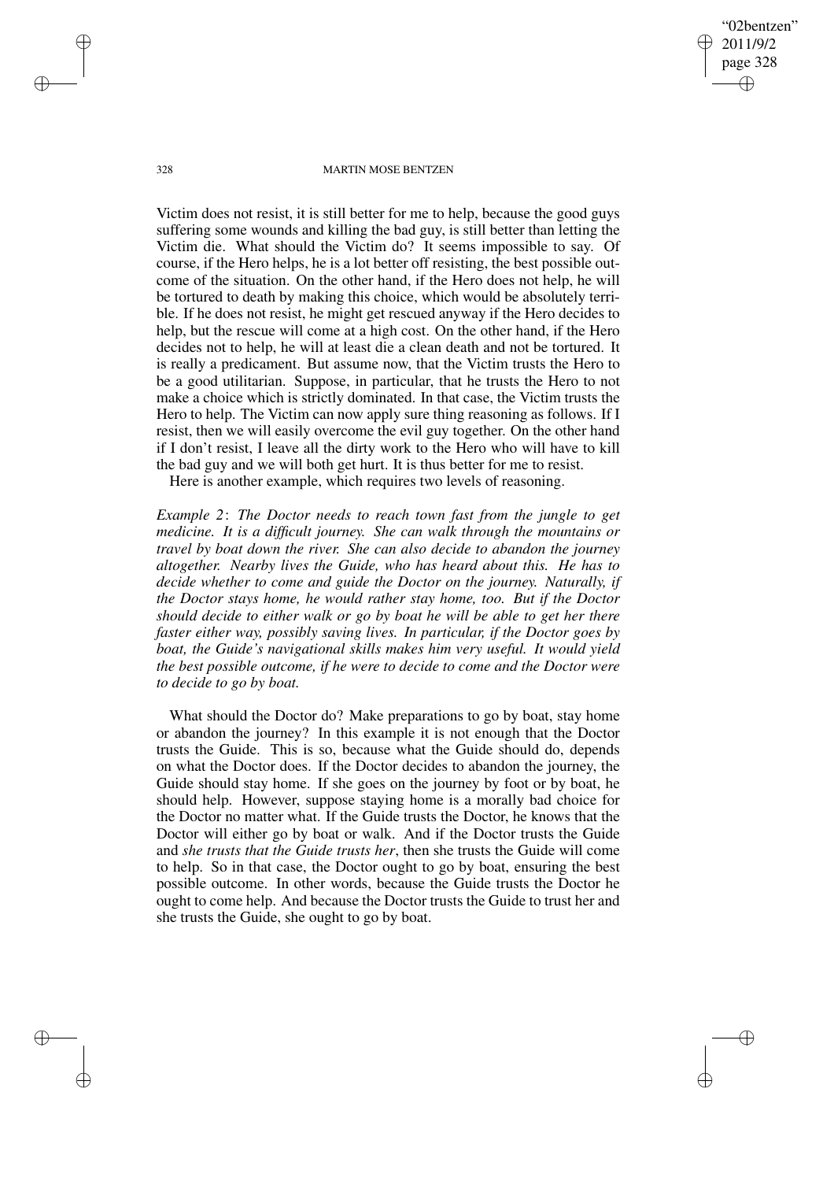Victim does not resist, it is still better for me to help, because the good guys suffering some wounds and killing the bad guy, is still better than letting the Victim die. What should the Victim do? It seems impossible to say. Of course, if the Hero helps, he is a lot better off resisting, the best possible outcome of the situation. On the other hand, if the Hero does not help, he will be tortured to death by making this choice, which would be absolutely terrible. If he does not resist, he might get rescued anyway if the Hero decides to help, but the rescue will come at a high cost. On the other hand, if the Hero decides not to help, he will at least die a clean death and not be tortured. It is really a predicament. But assume now, that the Victim trusts the Hero to be a good utilitarian. Suppose, in particular, that he trusts the Hero to not make a choice which is strictly dominated. In that case, the Victim trusts the Hero to help. The Victim can now apply sure thing reasoning as follows. If I resist, then we will easily overcome the evil guy together. On the other hand if I don't resist, I leave all the dirty work to the Hero who will have to kill the bad guy and we will both get hurt. It is thus better for me to resist.

Here is another example, which requires two levels of reasoning.

*Example 2*: *The Doctor needs to reach town fast from the jungle to get medicine. It is a difficult journey. She can walk through the mountains or travel by boat down the river. She can also decide to abandon the journey altogether. Nearby lives the Guide, who has heard about this. He has to decide whether to come and guide the Doctor on the journey. Naturally, if the Doctor stays home, he would rather stay home, too. But if the Doctor should decide to either walk or go by boat he will be able to get her there faster either way, possibly saving lives. In particular, if the Doctor goes by boat, the Guide's navigational skills makes him very useful. It would yield the best possible outcome, if he were to decide to come and the Doctor were to decide to go by boat.*

What should the Doctor do? Make preparations to go by boat, stay home or abandon the journey? In this example it is not enough that the Doctor trusts the Guide. This is so, because what the Guide should do, depends on what the Doctor does. If the Doctor decides to abandon the journey, the Guide should stay home. If she goes on the journey by foot or by boat, he should help. However, suppose staying home is a morally bad choice for the Doctor no matter what. If the Guide trusts the Doctor, he knows that the Doctor will either go by boat or walk. And if the Doctor trusts the Guide and *she trusts that the Guide trusts her*, then she trusts the Guide will come to help. So in that case, the Doctor ought to go by boat, ensuring the best possible outcome. In other words, because the Guide trusts the Doctor he ought to come help. And because the Doctor trusts the Guide to trust her and she trusts the Guide, she ought to go by boat.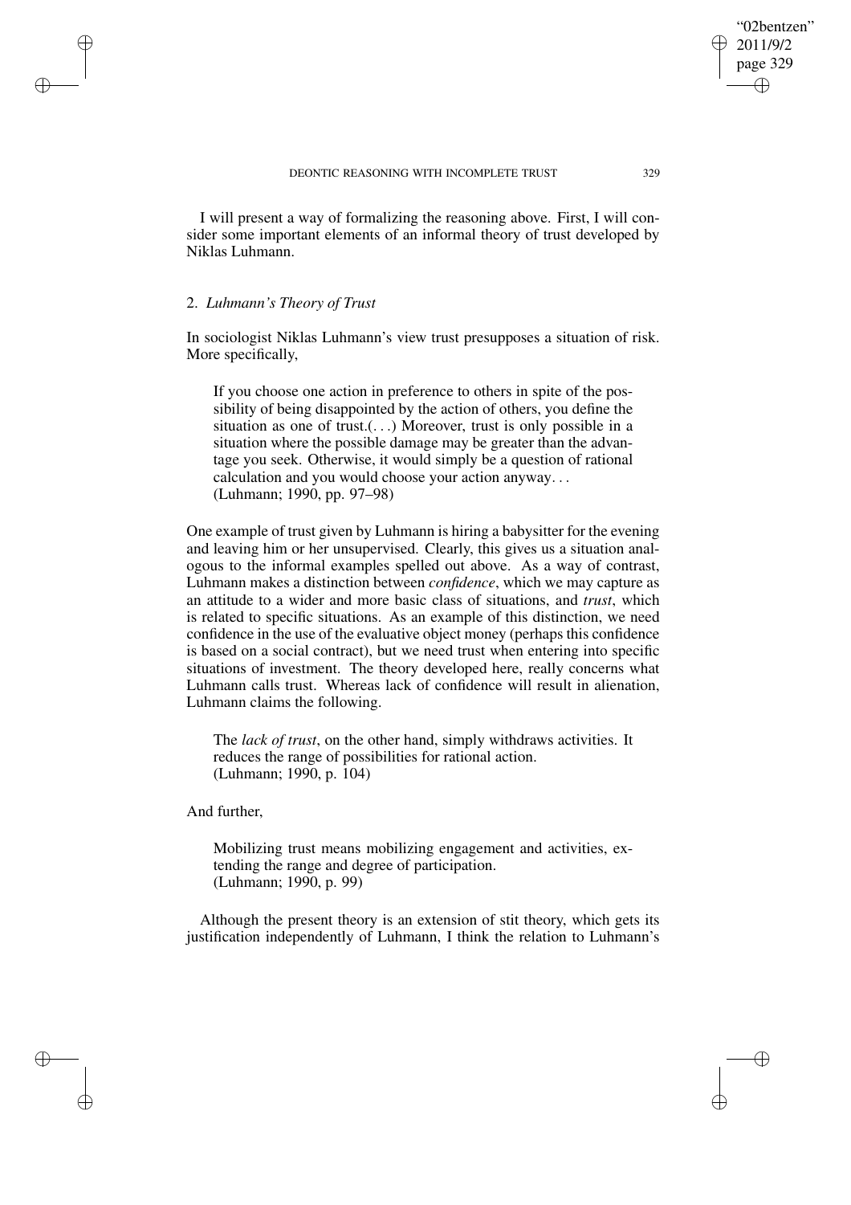I will present a way of formalizing the reasoning above. First, I will consider some important elements of an informal theory of trust developed by Niklas Luhmann.

## 2. *Luhmann's Theory of Trust*

In sociologist Niklas Luhmann's view trust presupposes a situation of risk. More specifically,

> If you choose one action in preference to others in spite of the possibility of being disappointed by the action of others, you define the situation as one of trust.(...) Moreover, trust is only possible in a situation where the possible damage may be greater than the advantage you seek. Otherwise, it would simply be a question of rational calculation and you would choose your action anyway...
> (Luhmann; 1990, pp. 97–98)

One example of trust given by Luhmann is hiring a babysitter for the evening and leaving him or her unsupervised. Clearly, this gives us a situation analogous to the informal examples spelled out above. As a way of contrast, Luhmann makes a distinction between *confidence*, which we may capture as an attitude to a wider and more basic class of situations, and *trust*, which is related to specific situations. As an example of this distinction, we need confidence in the use of the evaluative object money (perhaps this confidence is based on a social contract), but we need trust when entering into specific situations of investment. The theory developed here, really concerns what Luhmann calls trust. Whereas lack of confidence will result in alienation, Luhmann claims the following.

> The *lack of trust*, on the other hand, simply withdraws activities. It reduces the range of possibilities for rational action.
> (Luhmann; 1990, p. 104)

And further,

> Mobilizing trust means mobilizing engagement and activities, extending the range and degree of participation.
> (Luhmann; 1990, p. 99)

Although the present theory is an extension of stit theory, which gets its justification independently of Luhmann, I think the relation to Luhmann's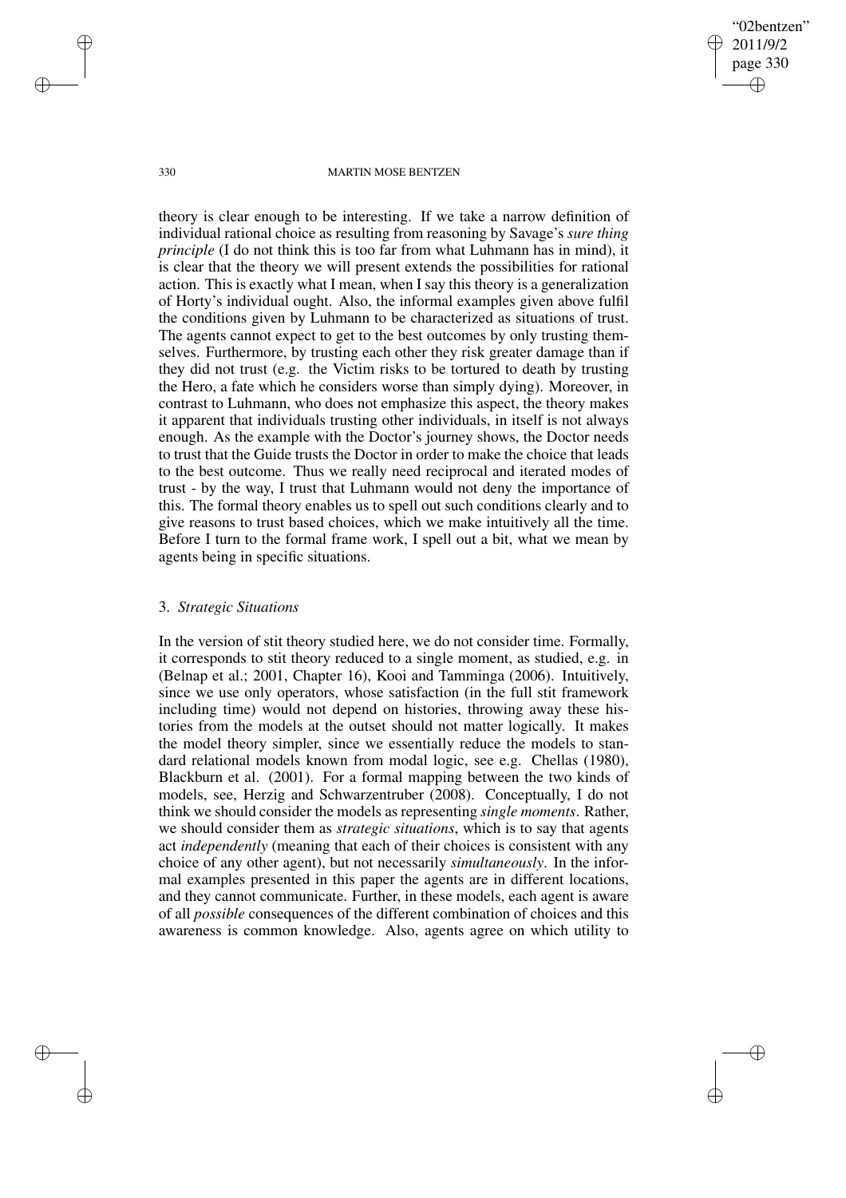theory is clear enough to be interesting. If we take a narrow definition of individual rational choice as resulting from reasoning by Savage's *sure thing principle* (I do not think this is too far from what Luhmann has in mind), it is clear that the theory we will present extends the possibilities for rational action. This is exactly what I mean, when I say this theory is a generalization of Horty's individual ought. Also, the informal examples given above fulfil the conditions given by Luhmann to be characterized as situations of trust. The agents cannot expect to get to the best outcomes by only trusting themselves. Furthermore, by trusting each other they risk greater damage than if they did not trust (e.g. the Victim risks to be tortured to death by trusting the Hero, a fate which he considers worse than simply dying). Moreover, in contrast to Luhmann, who does not emphasize this aspect, the theory makes it apparent that individuals trusting other individuals, in itself is not always enough. As the example with the Doctor's journey shows, the Doctor needs to trust that the Guide trusts the Doctor in order to make the choice that leads to the best outcome. Thus we really need reciprocal and iterated modes of trust - by the way, I trust that Luhmann would not deny the importance of this. The formal theory enables us to spell out such conditions clearly and to give reasons to trust based choices, which we make intuitively all the time. Before I turn to the formal frame work, I spell out a bit, what we mean by agents being in specific situations.

## 3. *Strategic Situations*

In the version of stit theory studied here, we do not consider time. Formally, it corresponds to stit theory reduced to a single moment, as studied, e.g. in (Belnap et al.; 2001, Chapter 16), Kooi and Tamminga (2006). Intuitively, since we use only operators, whose satisfaction (in the full stit framework including time) would not depend on histories, throwing away these histories from the models at the outset should not matter logically. It makes the model theory simpler, since we essentially reduce the models to standard relational models known from modal logic, see e.g. Chellas (1980), Blackburn et al. (2001). For a formal mapping between the two kinds of models, see, Herzig and Schwarzentruber (2008). Conceptually, I do not think we should consider the models as representing *single moments*. Rather, we should consider them as *strategic situations*, which is to say that agents act *independently* (meaning that each of their choices is consistent with any choice of any other agent), but not necessarily *simultaneously*. In the informal examples presented in this paper the agents are in different locations, and they cannot communicate. Further, in these models, each agent is aware of all *possible* consequences of the different combination of choices and this awareness is common knowledge. Also, agents agree on which utility to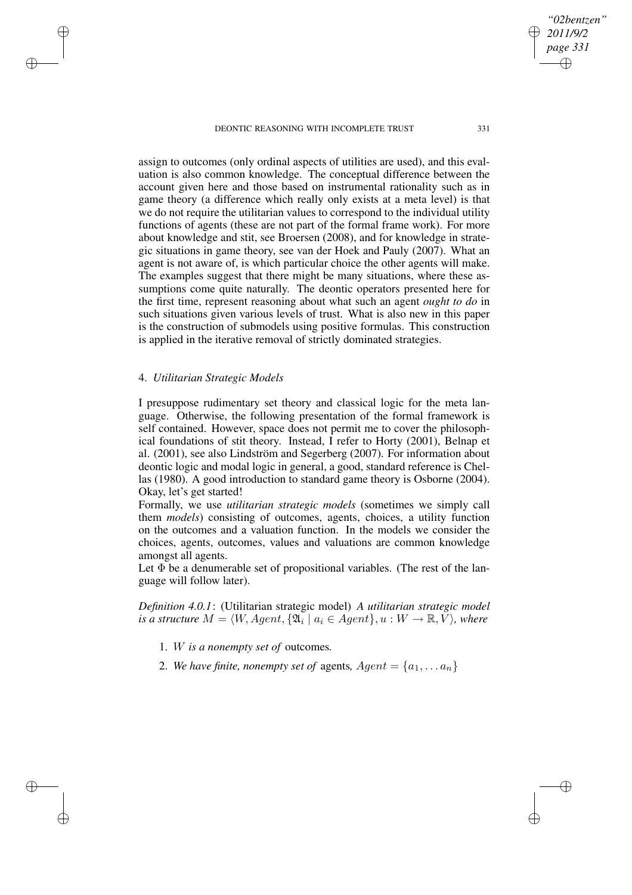assign to outcomes (only ordinal aspects of utilities are used), and this evaluation is also common knowledge. The conceptual difference between the account given here and those based on instrumental rationality such as in game theory (a difference which really only exists at a meta level) is that we do not require the utilitarian values to correspond to the individual utility functions of agents (these are not part of the formal frame work). For more about knowledge and stit, see Broersen (2008), and for knowledge in strategic situations in game theory, see van der Hoek and Pauly (2007). What an agent is not aware of, is which particular choice the other agents will make. The examples suggest that there might be many situations, where these assumptions come quite naturally. The deontic operators presented here for the first time, represent reasoning about what such an agent *ought to do* in such situations given various levels of trust. What is also new in this paper is the construction of submodels using positive formulas. This construction is applied in the iterative removal of strictly dominated strategies.

## 4. *Utilitarian Strategic Models*

I presuppose rudimentary set theory and classical logic for the meta language. Otherwise, the following presentation of the formal framework is self contained. However, space does not permit me to cover the philosophical foundations of stit theory. Instead, I refer to Horty (2001), Belnap et al. (2001), see also Lindström and Segerberg (2007). For information about deontic logic and modal logic in general, a good, standard reference is Chellas (1980). A good introduction to standard game theory is Osborne (2004). Okay, let's get started!

Formally, we use *utilitarian strategic models* (sometimes we simply call them *models*) consisting of outcomes, agents, choices, a utility function on the outcomes and a valuation function. In the models we consider the choices, agents, outcomes, values and valuations are common knowledge amongst all agents.

Let $\Phi$ be a denumerable set of propositional variables. (The rest of the language will follow later).

*Definition 4.0.1*: (Utilitarian strategic model) *A utilitarian strategic model is a structure* $M = \langle W, Agent, \{\mathfrak{A}_i \mid a_i \in Agent\}, u : W \to \mathbb{R}, V\rangle$*, where*

1. $W$ *is a nonempty set of* outcomes*.*
2. *We have finite, nonempty set of* agents*,* $Agent = \{a_1, \dots a_n\}$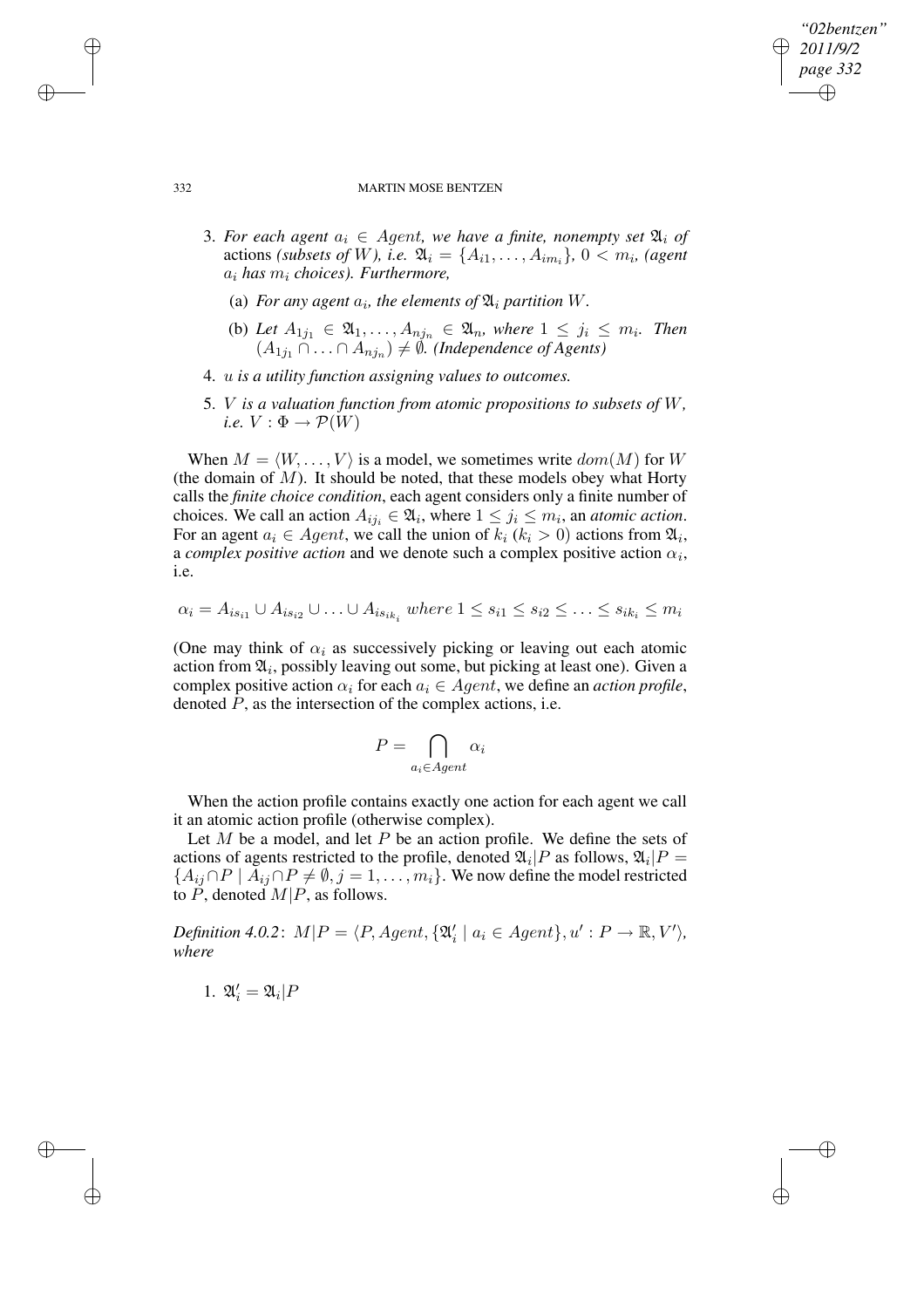3. *For each agent $a_i \in Agent$, we have a finite, nonempty set $\mathfrak{A}_i$ of* actions *(subsets of $W$), i.e. $\mathfrak{A}_i = \{A_{i1}, \ldots, A_{im_i}\}$, $0 < m_i$, (agent $a_i$ has $m_i$ choices). Furthermore,*

   (a) *For any agent $a_i$, the elements of $\mathfrak{A}_i$ partition $W$.*

   (b) *Let $A_{1j_1} \in \mathfrak{A}_1, \ldots, A_{nj_n} \in \mathfrak{A}_n$, where $1 \leq j_i \leq m_i$. Then $(A_{1j_1} \cap \ldots \cap A_{nj_n}) \neq \emptyset$. (Independence of Agents)*

4. *$u$ is a utility function assigning values to outcomes.*

5. *$V$ is a valuation function from atomic propositions to subsets of $W$, i.e. $V : \Phi \rightarrow \mathcal{P}(W)$*

When $M = \langle W, \ldots, V\rangle$ is a model, we sometimes write $dom(M)$ for $W$ (the domain of $M$). It should be noted, that these models obey what Horty calls the *finite choice condition*, each agent considers only a finite number of choices. We call an action $A_{ij_i} \in \mathfrak{A}_i$, where $1 \leq j_i \leq m_i$, an *atomic action*. For an agent $a_i \in Agent$, we call the union of $k_i$ ($k_i > 0$) actions from $\mathfrak{A}_i$, a *complex positive action* and we denote such a complex positive action $\alpha_i$, i.e.

$$\alpha_i = A_{is_{i1}} \cup A_{is_{i2}} \cup \ldots \cup A_{is_{ik_i}} \; where \; 1 \leq s_{i1} \leq s_{i2} \leq \ldots \leq s_{ik_i} \leq m_i$$

(One may think of $\alpha_i$ as successively picking or leaving out each atomic action from $\mathfrak{A}_i$, possibly leaving out some, but picking at least one). Given a complex positive action $\alpha_i$ for each $a_i \in Agent$, we define an *action profile*, denoted $P$, as the intersection of the complex actions, i.e.

$$P = \bigcap_{a_i \in Agent} \alpha_i$$

When the action profile contains exactly one action for each agent we call it an atomic action profile (otherwise complex).

Let $M$ be a model, and let $P$ be an action profile. We define the sets of actions of agents restricted to the profile, denoted $\mathfrak{A}_i|P$ as follows, $\mathfrak{A}_i|P = \{A_{ij} \cap P \mid A_{ij} \cap P \neq \emptyset, j = 1, \ldots, m_i\}$. We now define the model restricted to $P$, denoted $M|P$, as follows.

*Definition 4.0.2*: $M|P = \langle P, Agent, \{\mathfrak{A}'_i \mid a_i \in Agent\}, u' : P \rightarrow \mathbb{R}, V'\rangle$, *where*

1. $\mathfrak{A}'_i = \mathfrak{A}_i|P$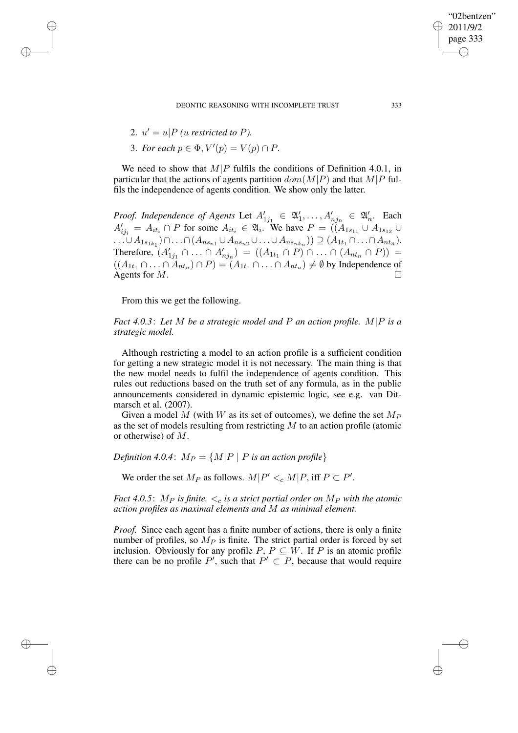2. $u' = u|P$ (*u restricted to* $P$).
3. *For each* $p \in \Phi, V'(p) = V(p) \cap P$.

We need to show that $M|P$ fulfils the conditions of Definition 4.0.1, in particular that the actions of agents partition $dom(M|P)$ and that $M|P$ fulfils the independence of agents condition. We show only the latter.

*Proof. Independence of Agents* Let $A'_{1j_1} \in \mathfrak{A}'_1, \ldots, A'_{nj_n} \in \mathfrak{A}'_n$. Each $A'_{ij_i} = A_{it_i} \cap P$ for some $A_{it_i} \in \mathfrak{A}_i$. We have $P = ((A_{1s_{11}} \cup A_{1s_{12}} \cup \ldots \cup A_{1s_{1k_1}}) \cap \ldots \cap (A_{ns_{n1}} \cup A_{ns_{n2}} \cup \ldots \cup A_{ns_{nk_n}})) \supseteq (A_{1t_1} \cap \ldots \cap A_{nt_n})$. Therefore, $(A'_{1j_1} \cap \ldots \cap A'_{nj_n}) = ((A_{1t_1} \cap P) \cap \ldots \cap (A_{nt_n} \cap P)) = ((A_{1t_1} \cap \ldots \cap A_{nt_n}) \cap P) = (A_{1t_1} \cap \ldots \cap A_{nt_n}) \neq \emptyset$ by Independence of Agents for $M$. □

From this we get the following.

*Fact 4.0.3*: *Let $M$ be a strategic model and $P$ an action profile. $M|P$ is a strategic model.*

Although restricting a model to an action profile is a sufficient condition for getting a new strategic model it is not necessary. The main thing is that the new model needs to fulfil the independence of agents condition. This rules out reductions based on the truth set of any formula, as in the public announcements considered in dynamic epistemic logic, see e.g. van Ditmarsch et al. (2007).

Given a model $M$ (with $W$ as its set of outcomes), we define the set $M_P$ as the set of models resulting from restricting $M$ to an action profile (atomic or otherwise) of $M$.

*Definition 4.0.4*: $M_P = \{M|P \mid P \textit{ is an action profile}\}$

We order the set $M_P$ as follows. $M|P' <_c M|P$, iff $P \subset P'$.

*Fact 4.0.5*: *$M_P$ is finite. $<_c$ is a strict partial order on $M_P$ with the atomic action profiles as maximal elements and $M$ as minimal element.*

*Proof.* Since each agent has a finite number of actions, there is only a finite number of profiles, so $M_P$ is finite. The strict partial order is forced by set inclusion. Obviously for any profile $P$, $P \subseteq W$. If $P$ is an atomic profile there can be no profile $P'$, such that $P' \subset P$, because that would require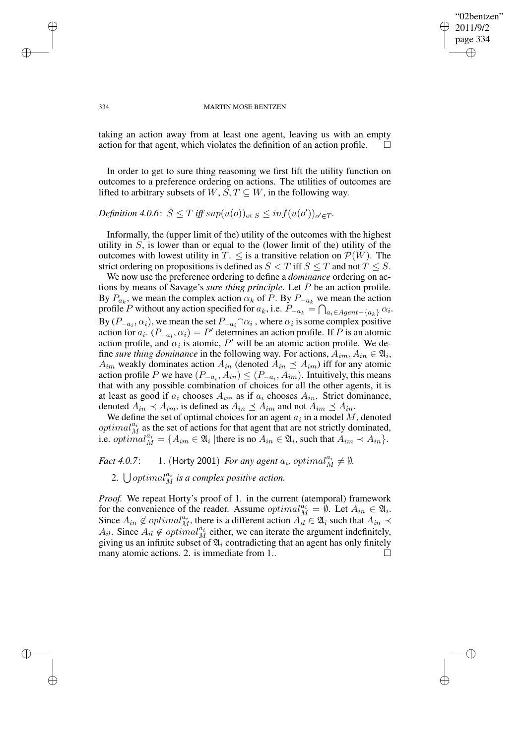taking an action away from at least one agent, leaving us with an empty action for that agent, which violates the definition of an action profile. □

In order to get to sure thing reasoning we first lift the utility function on outcomes to a preference ordering on actions. The utilities of outcomes are lifted to arbitrary subsets of $W$, $S, T \subseteq W$, in the following way.

*Definition 4.0.6*: $S \leq T$ *iff* $sup(u(o))_{o \in S} \leq inf(u(o'))_{o' \in T}$.

Informally, the (upper limit of the) utility of the outcomes with the highest utility in $S$, is lower than or equal to the (lower limit of the) utility of the outcomes with lowest utility in $T$. $\leq$ is a transitive relation on $\mathcal{P}(W)$. The strict ordering on propositions is defined as $S < T$ iff $S \leq T$ and not $T \leq S$.

We now use the preference ordering to define a *dominance* ordering on actions by means of Savage's *sure thing principle*. Let $P$ be an action profile. By $P_{a_k}$, we mean the complex action $\alpha_k$ of $P$. By $P_{-a_k}$ we mean the action profile $P$ without any action specified for $a_k$, i.e. $P_{-a_k} = \bigcap_{a_i \in Agent - \{a_k\}} \alpha_i$. By $(P_{-a_i}, \alpha_i)$, we mean the set $P_{-a_i} \cap \alpha_i$ , where $\alpha_i$ is some complex positive action for $a_i$. $(P_{-a_i}, \alpha_i) = P'$ determines an action profile. If $P$ is an atomic action profile, and $\alpha_i$ is atomic, $P'$ will be an atomic action profile. We define *sure thing dominance* in the following way. For actions, $A_{im}, A_{in} \in \mathfrak{A}_i$, $A_{im}$ weakly dominates action $A_{in}$ (denoted $A_{in} \preceq A_{im}$) iff for any atomic action profile $P$ we have $(P_{-a_i}, A_{in}) \leq (P_{-a_i}, A_{im})$. Intuitively, this means that with any possible combination of choices for all the other agents, it is at least as good if $a_i$ chooses $A_{im}$ as if $a_i$ chooses $A_{in}$. Strict dominance, denoted $A_{in} \prec A_{im}$, is defined as $A_{in} \preceq A_{im}$ and not $A_{im} \preceq A_{in}$.

We define the set of optimal choices for an agent $a_i$ in a model $M$, denoted $optimal^{a_i}_M$ as the set of actions for that agent that are not strictly dominated, i.e. $optimal^{a_i}_M = \{A_{im} \in \mathfrak{A}_i \mid$ there is no $A_{in} \in \mathfrak{A}_i$, such that $A_{im} \prec A_{in}\}$.

*Fact 4.0.7*:

1. (Horty 2001) *For any agent* $a_i$, $optimal^{a_i}_M \neq \emptyset$.
2. $\bigcup optimal^{a_i}_M$ *is a complex positive action.*

*Proof.* We repeat Horty's proof of 1. in the current (atemporal) framework for the convenience of the reader. Assume $optimal^{a_i}_M = \emptyset$. Let $A_{in} \in \mathfrak{A}_i$. Since $A_{in} \notin optimal^{a_i}_M$, there is a different action $A_{il} \in \mathfrak{A}_i$ such that $A_{in} \prec A_{il}$. Since $A_{il} \notin optimal^{a_i}_M$ either, we can iterate the argument indefinitely, giving us an infinite subset of $\mathfrak{A}_i$ contradicting that an agent has only finitely many atomic actions. 2. is immediate from 1.. □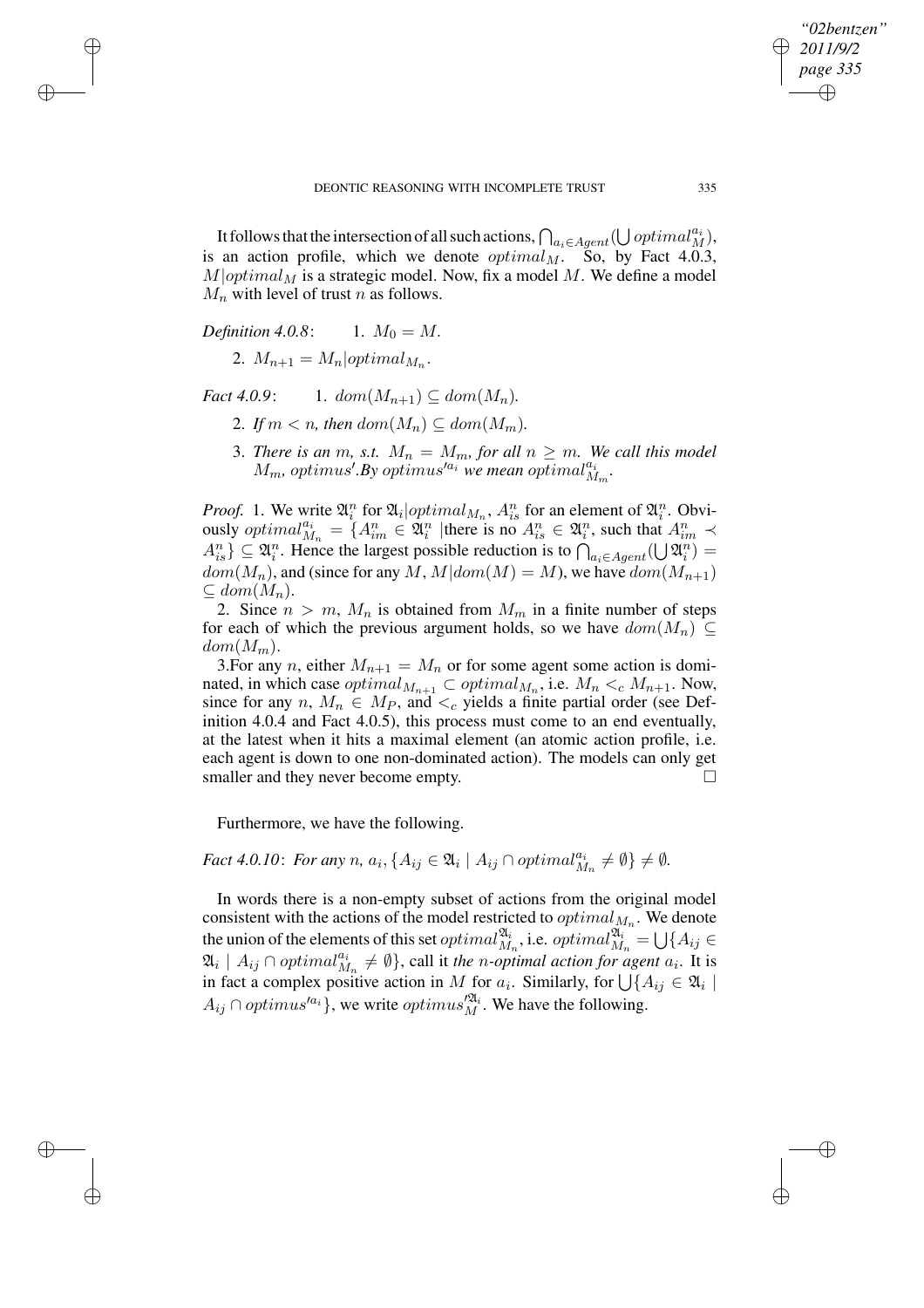It follows that the intersection of all such actions, $\bigcap_{a_i \in Agent}(\bigcup optimal^{a_i}_M)$, is an action profile, which we denote $optimal_M$. So, by Fact 4.0.3, $M|optimal_M$ is a strategic model. Now, fix a model $M$. We define a model $M_n$ with level of trust $n$ as follows.

*Definition 4.0.8*: 1. $M_0 = M$.

2. $M_{n+1} = M_n|optimal_{M_n}$.

*Fact 4.0.9*: 1. $dom(M_{n+1}) \subseteq dom(M_n)$.

2. *If* $m < n$, *then* $dom(M_n) \subseteq dom(M_m)$.

3. *There is an* $m$, *s.t.* $M_n = M_m$, *for all* $n \geq m$. *We call this model* $M_m$, *optimus'.By* $optimus'^{a_i}$ *we mean* $optimal^{a_i}_{M_m}$.

*Proof.* 1. We write $\mathfrak{A}^n_i$ for $\mathfrak{A}_i|optimal_{M_n}$, $A^n_{is}$ for an element of $\mathfrak{A}^n_i$. Obviously $optimal^{a_i}_{M_n} = \{A^n_{im} \in \mathfrak{A}^n_i \mid$there is no $A^n_{is} \in \mathfrak{A}^n_i$, such that $A^n_{im} \prec A^n_{is}\} \subseteq \mathfrak{A}^n_i$. Hence the largest possible reduction is to $\bigcap_{a_i \in Agent}(\bigcup \mathfrak{A}^n_i) = dom(M_n)$, and (since for any $M$, $M|dom(M) = M$), we have $dom(M_{n+1}) \subseteq dom(M_n)$.

2. Since $n > m$, $M_n$ is obtained from $M_m$ in a finite number of steps for each of which the previous argument holds, so we have $dom(M_n) \subseteq dom(M_m)$.

3.For any $n$, either $M_{n+1} = M_n$ or for some agent some action is dominated, in which case $optimal_{M_{n+1}} \subset optimal_{M_n}$, i.e. $M_n <_c M_{n+1}$. Now, since for any $n$, $M_n \in M_P$, and $<_c$ yields a finite partial order (see Definition 4.0.4 and Fact 4.0.5), this process must come to an end eventually, at the latest when it hits a maximal element (an atomic action profile, i.e. each agent is down to one non-dominated action). The models can only get smaller and they never become empty. □

Furthermore, we have the following.

*Fact 4.0.10*: *For any* $n$, $a_i$, $\{A_{ij} \in \mathfrak{A}_i \mid A_{ij} \cap optimal^{a_i}_{M_n} \neq \emptyset\} \neq \emptyset$.

In words there is a non-empty subset of actions from the original model consistent with the actions of the model restricted to $optimal_{M_n}$. We denote the union of the elements of this set $optimal^{\mathfrak{A}_i}_{M_n}$, i.e. $optimal^{\mathfrak{A}_i}_{M_n} = \bigcup\{A_{ij} \in \mathfrak{A}_i \mid A_{ij} \cap optimal^{a_i}_{M_n} \neq \emptyset\}$, call it *the* $n$*-optimal action for agent* $a_i$. It is in fact a complex positive action in $M$ for $a_i$. Similarly, for $\bigcup\{A_{ij} \in \mathfrak{A}_i \mid A_{ij} \cap optimus'^{a_i}\}$, we write $optimus'^{\mathfrak{A}_i}_M$. We have the following.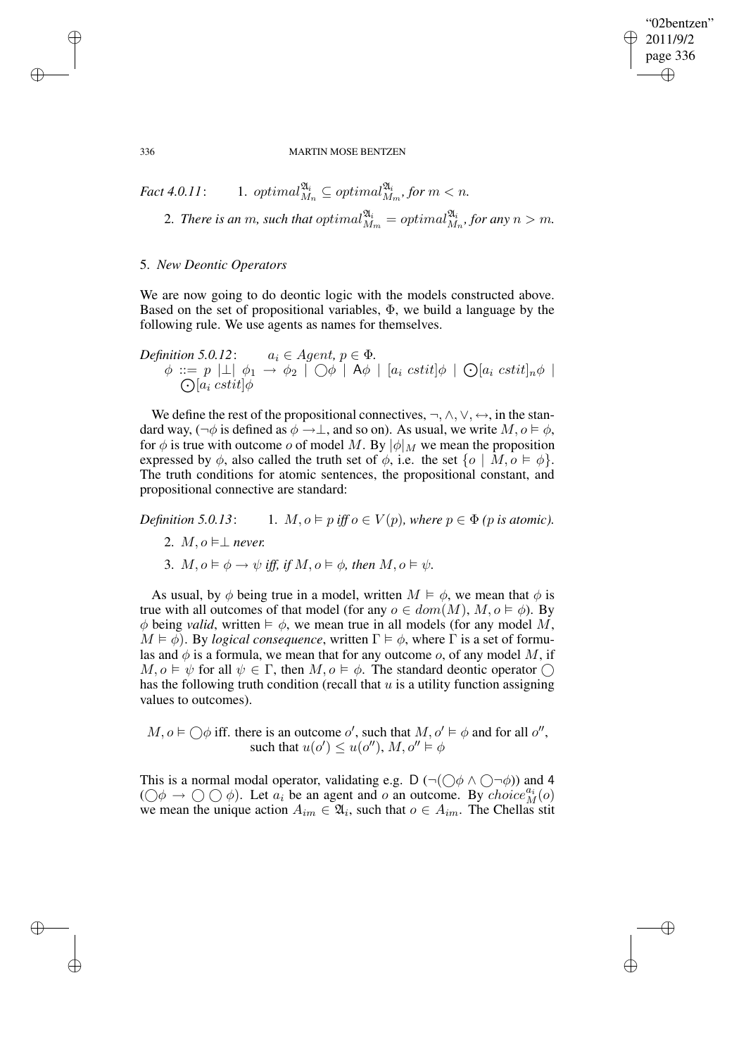*Fact 4.0.11*: 1. $optimal^{\mathfrak{A}_i}_{M_n} \subseteq optimal^{\mathfrak{A}_i}_{M_m}$, *for* $m < n$.

2. *There is an* $m$*, such that* $optimal^{\mathfrak{A}_i}_{M_m} = optimal^{\mathfrak{A}_i}_{M_n}$*, for any* $n > m$.

## 5. *New Deontic Operators*

We are now going to do deontic logic with the models constructed above. Based on the set of propositional variables, $\Phi$, we build a language by the following rule. We use agents as names for themselves.

*Definition 5.0.12*: $a_i \in Agent$, $p \in \Phi$.
$\phi ::= p \mid \bot \mid \phi_1 \to \phi_2 \mid \bigcirc\phi \mid \mathsf{A}\phi \mid [a_i\ cstit]\phi \mid \bigodot[a_i\ cstit]_n\phi \mid \bigodot[a_i\ cstit]\phi$

We define the rest of the propositional connectives, $\neg, \wedge, \vee, \leftrightarrow$, in the standard way, ($\neg\phi$ is defined as $\phi \to \bot$, and so on). As usual, we write $M, o \vDash \phi$, for $\phi$ is true with outcome $o$ of model $M$. By $|\phi|_M$ we mean the proposition expressed by $\phi$, also called the truth set of $\phi$, i.e. the set $\{o \mid M, o \vDash \phi\}$. The truth conditions for atomic sentences, the propositional constant, and propositional connective are standard:

*Definition 5.0.13*: 1. $M, o \vDash p$ *iff* $o \in V(p)$*, where* $p \in \Phi$ *(*$p$ *is atomic).*

2. $M, o \vDash \bot$ *never.*

3. $M, o \vDash \phi \to \psi$ *iff, if* $M, o \vDash \phi$*, then* $M, o \vDash \psi$.

As usual, by $\phi$ being true in a model, written $M \vDash \phi$, we mean that $\phi$ is true with all outcomes of that model (for any $o \in dom(M)$, $M, o \vDash \phi$). By $\phi$ being *valid*, written $\vDash \phi$, we mean true in all models (for any model $M$, $M \vDash \phi$). By *logical consequence*, written $\Gamma \vDash \phi$, where $\Gamma$ is a set of formulas and $\phi$ is a formula, we mean that for any outcome $o$, of any model $M$, if $M, o \vDash \psi$ for all $\psi \in \Gamma$, then $M, o \vDash \phi$. The standard deontic operator $\bigcirc$ has the following truth condition (recall that $u$ is a utility function assigning values to outcomes).

$M, o \vDash \bigcirc\phi$ iff. there is an outcome $o'$, such that $M, o' \vDash \phi$ and for all $o''$, such that $u(o') \leq u(o'')$, $M, o'' \vDash \phi$

This is a normal modal operator, validating e.g. D ($\neg(\bigcirc\phi \wedge \bigcirc\neg\phi)$) and 4 ($\bigcirc\phi \to \bigcirc\bigcirc\phi$). Let $a_i$ be an agent and $o$ an outcome. By $choice^{a_i}_M(o)$ we mean the unique action $A_{im} \in \mathfrak{A}_i$, such that $o \in A_{im}$. The Chellas stit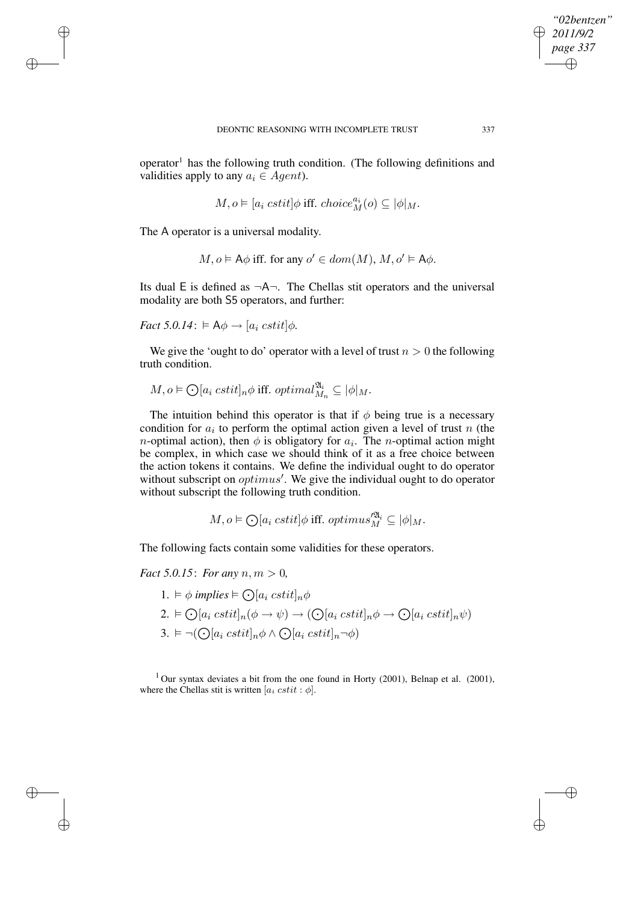operator[1] has the following truth condition. (The following definitions and validities apply to any $a_i \in Agent$).

$$M, o \vDash [a_i\ cstit]\phi \text{ iff. } choice^{a_i}_M(o) \subseteq |\phi|_M.$$

The $\mathsf{A}$ operator is a universal modality.

$$M, o \vDash \mathsf{A}\phi \text{ iff. for any } o' \in dom(M),\ M, o' \vDash \mathsf{A}\phi.$$

Its dual $\mathsf{E}$ is defined as $\neg\mathsf{A}\neg$. The Chellas stit operators and the universal modality are both $\mathsf{S5}$ operators, and further:

*Fact 5.0.14*: $\vDash \mathsf{A}\phi \rightarrow [a_i\ cstit]\phi$.

We give the 'ought to do' operator with a level of trust $n > 0$ the following truth condition.

$$M, o \vDash \bigodot[a_i\ cstit]_n\phi \text{ iff. } optimal^{\mathfrak{A}_i}_{M_n} \subseteq |\phi|_M.$$

The intuition behind this operator is that if $\phi$ being true is a necessary condition for $a_i$ to perform the optimal action given a level of trust $n$ (the $n$-optimal action), then $\phi$ is obligatory for $a_i$. The $n$-optimal action might be complex, in which case we should think of it as a free choice between the action tokens it contains. We define the individual ought to do operator without subscript on $optimus'$. We give the individual ought to do operator without subscript the following truth condition.

$$M, o \vDash \bigodot[a_i\ cstit]\phi \text{ iff. } optimus'^{\mathfrak{A}_i}_M \subseteq |\phi|_M.$$

The following facts contain some validities for these operators.

*Fact 5.0.15*: *For any $n, m > 0$,*

1. $\vDash \phi$ *implies* $\vDash \bigodot[a_i\ cstit]_n\phi$
2. $\vDash \bigodot[a_i\ cstit]_n(\phi \rightarrow \psi) \rightarrow (\bigodot[a_i\ cstit]_n\phi \rightarrow \bigodot[a_i\ cstit]_n\psi)$
3. $\vDash \neg(\bigodot[a_i\ cstit]_n\phi \wedge \bigodot[a_i\ cstit]_n\neg\phi)$

[1] Our syntax deviates a bit from the one found in Horty (2001), Belnap et al. (2001), where the Chellas stit is written $[a_i\ cstit : \phi]$.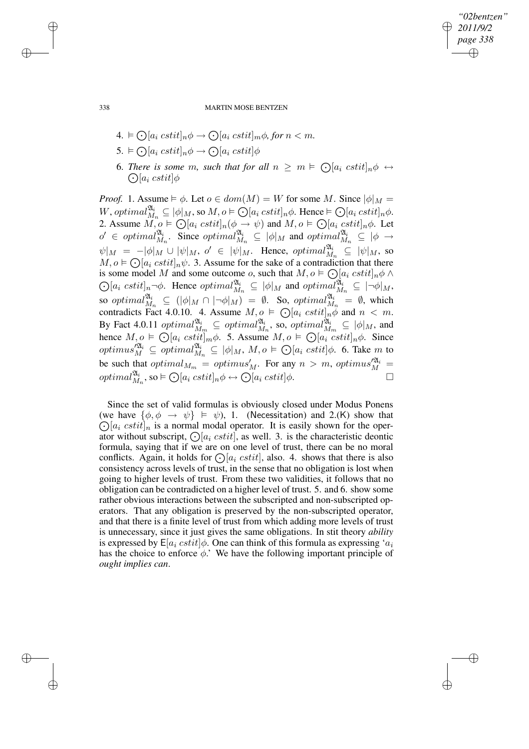4. $\vDash \odot[a_i\ cstit]_n\phi \rightarrow \odot[a_i\ cstit]_m\phi$, *for* $n < m$.

5. $\vDash \odot[a_i\ cstit]_n\phi \rightarrow \odot[a_i\ cstit]\phi$

6. *There is some* $m$*, such that for all* $n \geq m \vDash \odot[a_i\ cstit]_n\phi \leftrightarrow \odot[a_i\ cstit]\phi$

*Proof.* 1. Assume $\vDash \phi$. Let $o \in dom(M) = W$ for some $M$. Since $|\phi|_M = W$, $optimal^{\mathfrak{A}_i}_{M_n} \subseteq |\phi|_M$, so $M, o \vDash \odot[a_i\ cstit]_n\phi$. Hence $\vDash \odot[a_i\ cstit]_n\phi$. 2. Assume $M, o \vDash \odot[a_i\ cstit]_n(\phi \rightarrow \psi)$ and $M, o \vDash \odot[a_i\ cstit]_n\phi$. Let $o' \in optimal^{\mathfrak{A}_i}_{M_n}$. Since $optimal^{\mathfrak{A}_i}_{M_n} \subseteq |\phi|_M$ and $optimal^{\mathfrak{A}_i}_{M_n} \subseteq |\phi \rightarrow \psi|_M = -|\phi|_M \cup |\psi|_M$, $o' \in |\psi|_M$. Hence, $optimal^{\mathfrak{A}_i}_{M_n} \subseteq |\psi|_M$, so $M, o \vDash \odot[a_i\ cstit]_n\psi$. 3. Assume for the sake of a contradiction that there is some model $M$ and some outcome $o$, such that $M, o \vDash \odot[a_i\ cstit]_n\phi \wedge \odot[a_i\ cstit]_n\neg\phi$. Hence $optimal^{\mathfrak{A}_i}_{M_n} \subseteq |\phi|_M$ and $optimal^{\mathfrak{A}_i}_{M_n} \subseteq |\neg\phi|_M$, so $optimal^{\mathfrak{A}_i}_{M_n} \subseteq (|\phi|_M \cap |\neg\phi|_M) = \emptyset$. So, $optimal^{\mathfrak{A}_i}_{M_n} = \emptyset$, which contradicts Fact 4.0.10. 4. Assume $M, o \vDash \odot[a_i\ cstit]_n\phi$ and $n < m$. By Fact 4.0.11 $optimal^{\mathfrak{A}_i}_{M_m} \subseteq optimal^{\mathfrak{A}_i}_{M_n}$, so, $optimal^{\mathfrak{A}_i}_{M_m} \subseteq |\phi|_M$, and hence $M, o \vDash \odot[a_i\ cstit]_m\phi$. 5. Assume $M, o \vDash \odot[a_i\ cstit]_n\phi$. Since $optimus'^{\mathfrak{A}_i}_M \subseteq optimal^{\mathfrak{A}_i}_{M_n} \subseteq |\phi|_M$, $M, o \vDash \odot[a_i\ cstit]\phi$. 6. Take $m$ to be such that $optimal_{M_m} = optimus'_M$. For any $n > m$, $optimus'^{\mathfrak{A}_i}_M = optimal^{\mathfrak{A}_i}_{M_n}$, so $\vDash \odot[a_i\ cstit]_n\phi \leftrightarrow \odot[a_i\ cstit]\phi$. □

Since the set of valid formulas is obviously closed under Modus Ponens (we have $\{\phi, \phi \rightarrow \psi\} \vDash \psi$), 1. (Necessitation) and 2.(K) show that $\odot[a_i\ cstit]_n$ is a normal modal operator. It is easily shown for the operator without subscript, $\odot[a_i\ cstit]$, as well. 3. is the characteristic deontic formula, saying that if we are on one level of trust, there can be no moral conflicts. Again, it holds for $\odot[a_i\ cstit]$, also. 4. shows that there is also consistency across levels of trust, in the sense that no obligation is lost when going to higher levels of trust. From these two validities, it follows that no obligation can be contradicted on a higher level of trust. 5. and 6. show some rather obvious interactions between the subscripted and non-subscripted operators. That any obligation is preserved by the non-subscripted operator, and that there is a finite level of trust from which adding more levels of trust is unnecessary, since it just gives the same obligations. In stit theory *ability* is expressed by $\mathsf{E}[a_i\ cstit]\phi$. One can think of this formula as expressing '$a_i$ has the choice to enforce $\phi$.' We have the following important principle of *ought implies can*.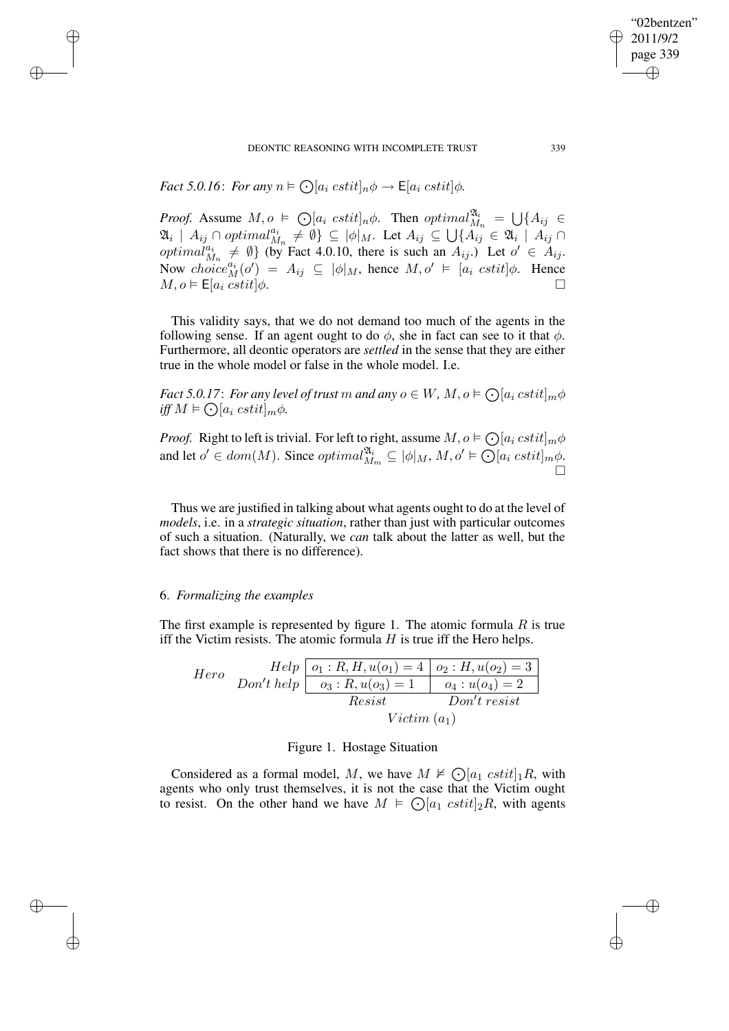*Fact 5.0.16*: *For any* $n \vDash \bigodot[a_i\ cstit]_n\phi \rightarrow \mathsf{E}[a_i\ cstit]\phi$.

*Proof.* Assume $M, o \vDash \bigodot[a_i\ cstit]_n\phi$. Then $optimal^{\mathfrak{A}_i}_{M_n} = \bigcup\{A_{ij} \in \mathfrak{A}_i \mid A_{ij} \cap optimal^{a_i}_{M_n} \neq \emptyset\} \subseteq |\phi|_M$. Let $A_{ij} \subseteq \bigcup\{A_{ij} \in \mathfrak{A}_i \mid A_{ij} \cap optimal^{a_i}_{M_n} \neq \emptyset\}$ (by Fact 4.0.10, there is such an $A_{ij}$.) Let $o' \in A_{ij}$. Now $choice^{a_i}_M(o') = A_{ij} \subseteq |\phi|_M$, hence $M, o' \vDash [a_i\ cstit]\phi$. Hence $M, o \vDash \mathsf{E}[a_i\ cstit]\phi$. □

This validity says, that we do not demand too much of the agents in the following sense. If an agent ought to do $\phi$, she in fact can see to it that $\phi$. Furthermore, all deontic operators are *settled* in the sense that they are either true in the whole model or false in the whole model. I.e.

*Fact 5.0.17*: *For any level of trust* $m$ *and any* $o \in W$, $M, o \vDash \bigodot[a_i\ cstit]_m\phi$ *iff* $M \vDash \bigodot[a_i\ cstit]_m\phi$.

*Proof.* Right to left is trivial. For left to right, assume $M, o \vDash \bigodot[a_i\ cstit]_m\phi$ and let $o' \in dom(M)$. Since $optimal^{\mathfrak{A}_i}_{M_m} \subseteq |\phi|_M$, $M, o' \vDash \bigodot[a_i\ cstit]_m\phi$. □

Thus we are justified in talking about what agents ought to do at the level of *models*, i.e. in a *strategic situation*, rather than just with particular outcomes of such a situation. (Naturally, we *can* talk about the latter as well, but the fact shows that there is no difference).

## 6. *Formalizing the examples*

The first example is represented by figure 1. The atomic formula $R$ is true iff the Victim resists. The atomic formula $H$ is true iff the Hero helps.

| *Hero* | | *Resist* | *Don't resist* |
|---|---|---|---|
| | *Help* | $o_1 : R, H, u(o_1) = 4$ | $o_2 : H, u(o_2) = 3$ |
| | *Don't help* | $o_3 : R, u(o_3) = 1$ | $o_4 : u(o_4) = 2$ |
| | | *Victim* $(a_1)$ | |

Figure 1. Hostage Situation

Considered as a formal model, $M$, we have $M \nvDash \bigodot[a_1\ cstit]_1 R$, with agents who only trust themselves, it is not the case that the Victim ought to resist. On the other hand we have $M \vDash \bigodot[a_1\ cstit]_2 R$, with agents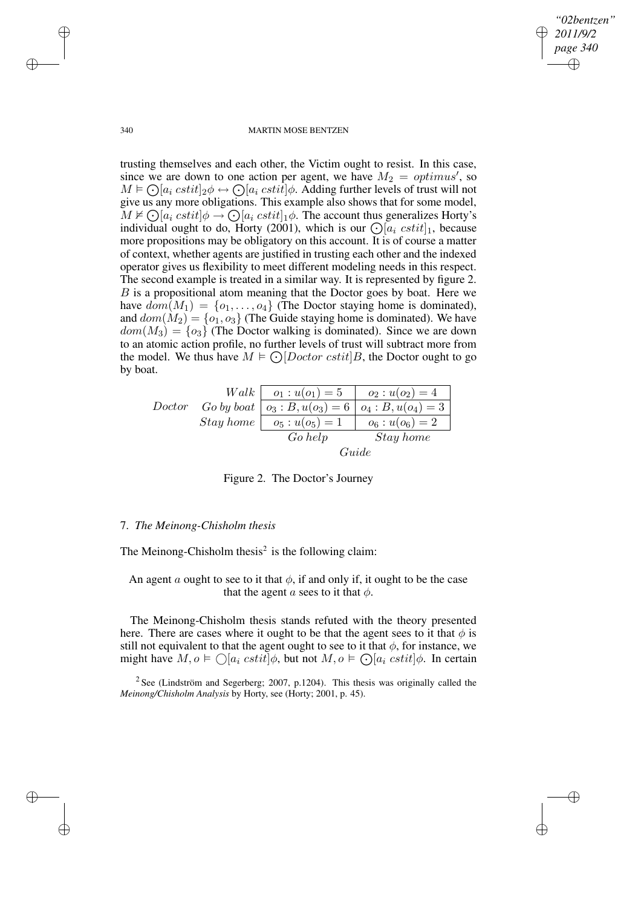trusting themselves and each other, the Victim ought to resist. In this case, since we are down to one action per agent, we have $M_2 = optimus'$, so $M \vDash \odot[a_i\ cstit]_2\phi \leftrightarrow \odot[a_i\ cstit]\phi$. Adding further levels of trust will not give us any more obligations. This example also shows that for some model, $M \nvDash \odot[a_i\ cstit]\phi \rightarrow \odot[a_i\ cstit]_1\phi$. The account thus generalizes Horty's individual ought to do, Horty (2001), which is our $\odot[a_i\ cstit]_1$, because more propositions may be obligatory on this account. It is of course a matter of context, whether agents are justified in trusting each other and the indexed operator gives us flexibility to meet different modeling needs in this respect. The second example is treated in a similar way. It is represented by figure 2. $B$ is a propositional atom meaning that the Doctor goes by boat. Here we have $dom(M_1) = \{o_1, \ldots, o_4\}$ (The Doctor staying home is dominated), and $dom(M_2) = \{o_1, o_3\}$ (The Guide staying home is dominated). We have $dom(M_3) = \{o_3\}$ (The Doctor walking is dominated). Since we are down to an atomic action profile, no further levels of trust will subtract more from the model. We thus have $M \vDash \odot[Doctor\ cstit]B$, the Doctor ought to go by boat.

| | | Guide: *Go help* | Guide: *Stay home* |
|---|---|---|---|
| *Doctor* | *Walk* | $o_1 : u(o_1) = 5$ | $o_2 : u(o_2) = 4$ |
| | *Go by boat* | $o_3 : B, u(o_3) = 6$ | $o_4 : B, u(o_4) = 3$ |
| | *Stay home* | $o_5 : u(o_5) = 1$ | $o_6 : u(o_6) = 2$ |

Figure 2. The Doctor's Journey

## 7. *The Meinong-Chisholm thesis*

The Meinong-Chisholm thesis[2] is the following claim:

> An agent $a$ ought to see to it that $\phi$, if and only if, it ought to be the case that the agent $a$ sees to it that $\phi$.

The Meinong-Chisholm thesis stands refuted with the theory presented here. There are cases where it ought to be that the agent sees to it that $\phi$ is still not equivalent to that the agent ought to see to it that $\phi$, for instance, we might have $M, o \vDash \bigcirc[a_i\ cstit]\phi$, but not $M, o \vDash \odot[a_i\ cstit]\phi$. In certain

[2] See (Lindström and Segerberg; 2007, p.1204). This thesis was originally called the *Meinong/Chisholm Analysis* by Horty, see (Horty; 2001, p. 45).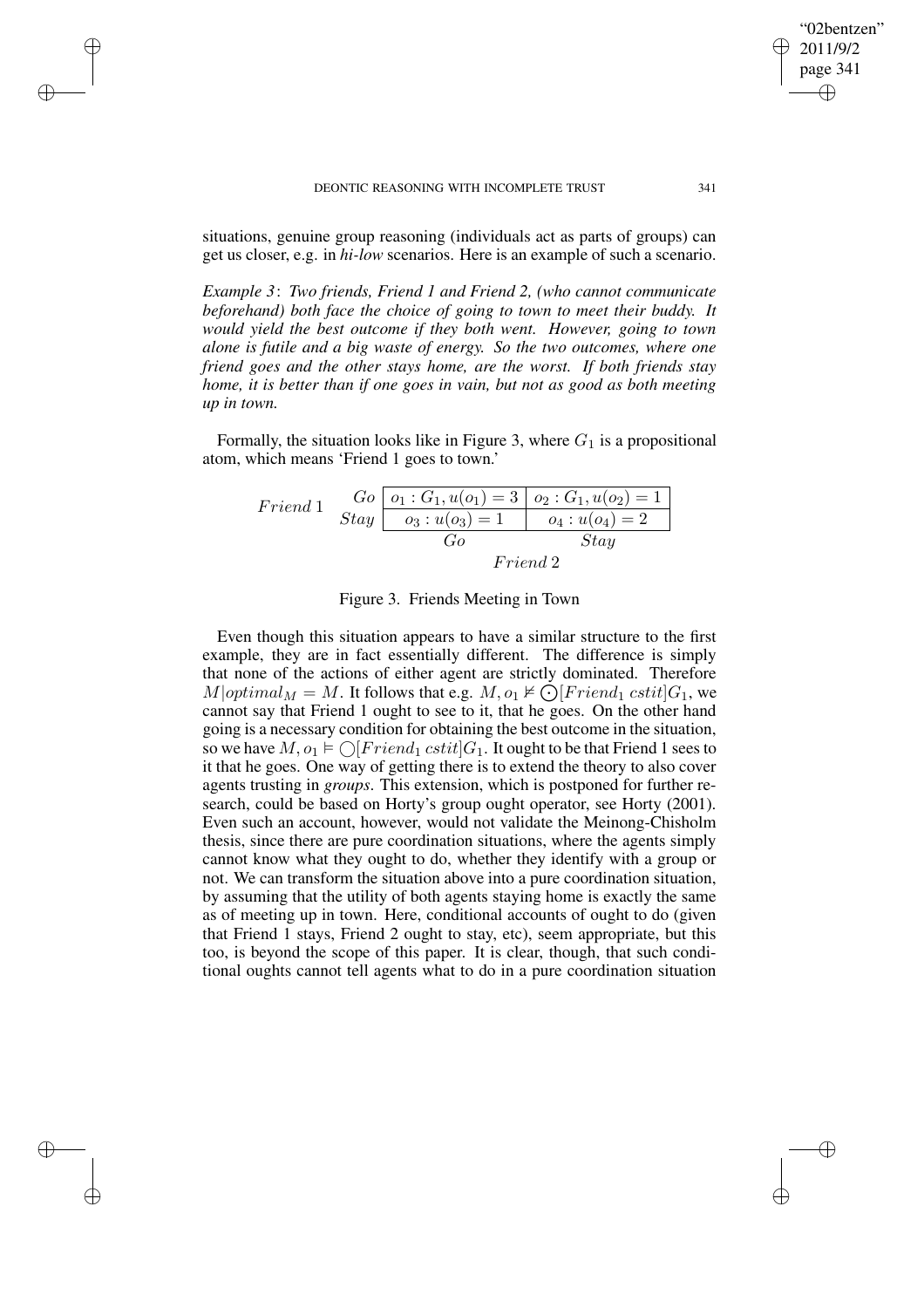situations, genuine group reasoning (individuals act as parts of groups) can get us closer, e.g. in *hi-low* scenarios. Here is an example of such a scenario.

*Example 3*: *Two friends, Friend 1 and Friend 2, (who cannot communicate beforehand) both face the choice of going to town to meet their buddy. It would yield the best outcome if they both went. However, going to town alone is futile and a big waste of energy. So the two outcomes, where one friend goes and the other stays home, are the worst. If both friends stay home, it is better than if one goes in vain, but not as good as both meeting up in town.*

Formally, the situation looks like in Figure 3, where $G_1$ is a propositional atom, which means 'Friend 1 goes to town.'

| | | *Friend 2*: *Go* | *Friend 2*: *Stay* |
|---|---|---|---|
| *Friend 1* | *Go* | $o_1 : G_1, u(o_1) = 3$ | $o_2 : G_1, u(o_2) = 1$ |
| | *Stay* | $o_3 : u(o_3) = 1$ | $o_4 : u(o_4) = 2$ |

Figure 3. Friends Meeting in Town

Even though this situation appears to have a similar structure to the first example, they are in fact essentially different. The difference is simply that none of the actions of either agent are strictly dominated. Therefore $M|optimal_M = M$. It follows that e.g. $M, o_1 \nvDash \bigodot[Friend_1\ cstit]G_1$, we cannot say that Friend 1 ought to see to it, that he goes. On the other hand going is a necessary condition for obtaining the best outcome in the situation, so we have $M, o_1 \vDash \bigcirc[Friend_1\ cstit]G_1$. It ought to be that Friend 1 sees to it that he goes. One way of getting there is to extend the theory to also cover agents trusting in *groups*. This extension, which is postponed for further research, could be based on Horty's group ought operator, see Horty (2001). Even such an account, however, would not validate the Meinong-Chisholm thesis, since there are pure coordination situations, where the agents simply cannot know what they ought to do, whether they identify with a group or not. We can transform the situation above into a pure coordination situation, by assuming that the utility of both agents staying home is exactly the same as of meeting up in town. Here, conditional accounts of ought to do (given that Friend 1 stays, Friend 2 ought to stay, etc), seem appropriate, but this too, is beyond the scope of this paper. It is clear, though, that such conditional oughts cannot tell agents what to do in a pure coordination situation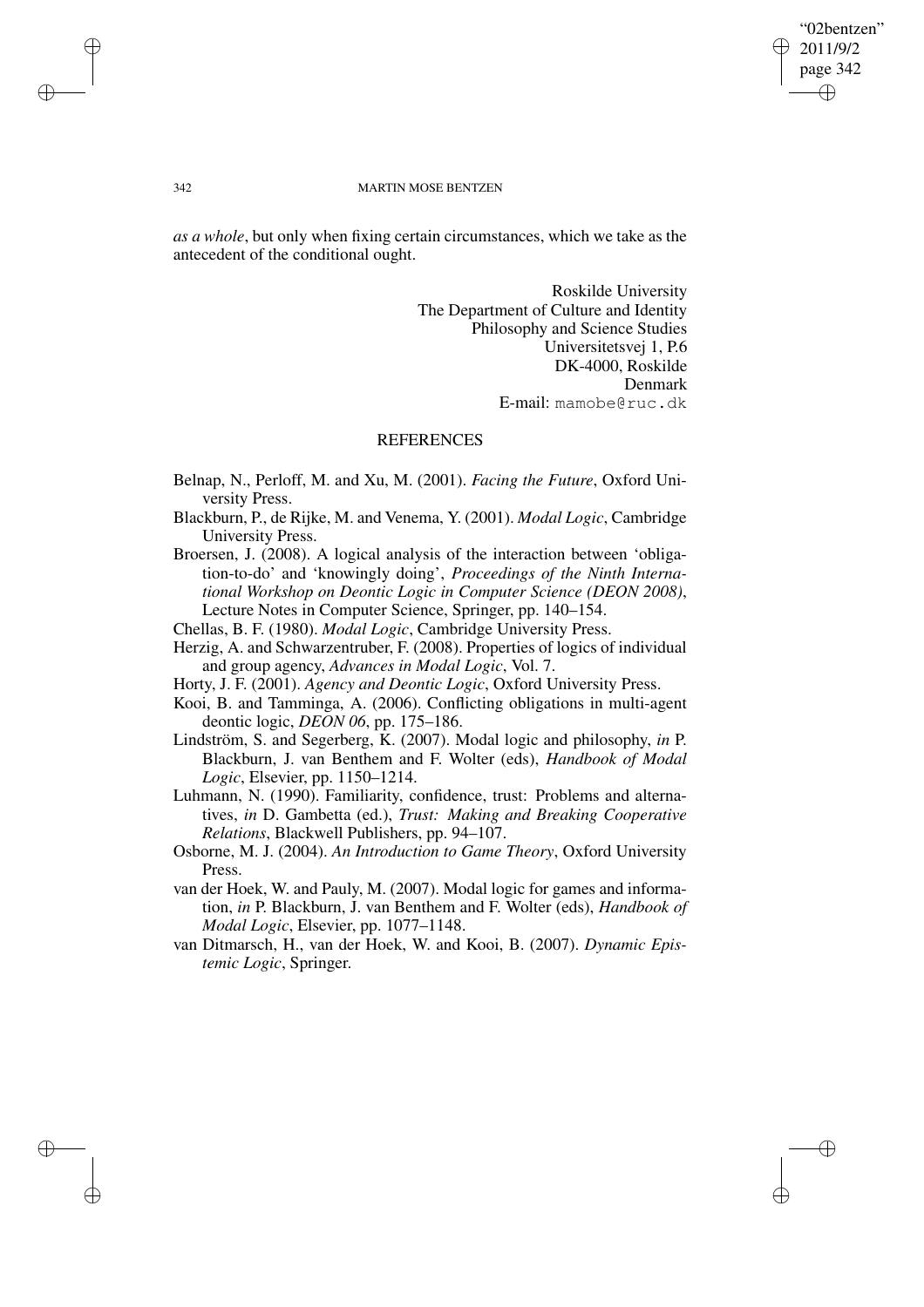*as a whole*, but only when fixing certain circumstances, which we take as the antecedent of the conditional ought.

Roskilde University
The Department of Culture and Identity
Philosophy and Science Studies
Universitetsvej 1, P.6
DK-4000, Roskilde
Denmark
E-mail: mamobe@ruc.dk

## REFERENCES

Belnap, N., Perloff, M. and Xu, M. (2001). *Facing the Future*, Oxford University Press.

Blackburn, P., de Rijke, M. and Venema, Y. (2001). *Modal Logic*, Cambridge University Press.

Broersen, J. (2008). A logical analysis of the interaction between 'obligation-to-do' and 'knowingly doing', *Proceedings of the Ninth International Workshop on Deontic Logic in Computer Science (DEON 2008)*, Lecture Notes in Computer Science, Springer, pp. 140–154.

Chellas, B. F. (1980). *Modal Logic*, Cambridge University Press.

Herzig, A. and Schwarzentruber, F. (2008). Properties of logics of individual and group agency, *Advances in Modal Logic*, Vol. 7.

Horty, J. F. (2001). *Agency and Deontic Logic*, Oxford University Press.

Kooi, B. and Tamminga, A. (2006). Conflicting obligations in multi-agent deontic logic, *DEON 06*, pp. 175–186.

Lindström, S. and Segerberg, K. (2007). Modal logic and philosophy, *in* P. Blackburn, J. van Benthem and F. Wolter (eds), *Handbook of Modal Logic*, Elsevier, pp. 1150–1214.

Luhmann, N. (1990). Familiarity, confidence, trust: Problems and alternatives, *in* D. Gambetta (ed.), *Trust: Making and Breaking Cooperative Relations*, Blackwell Publishers, pp. 94–107.

Osborne, M. J. (2004). *An Introduction to Game Theory*, Oxford University Press.

van der Hoek, W. and Pauly, M. (2007). Modal logic for games and information, *in* P. Blackburn, J. van Benthem and F. Wolter (eds), *Handbook of Modal Logic*, Elsevier, pp. 1077–1148.

van Ditmarsch, H., van der Hoek, W. and Kooi, B. (2007). *Dynamic Epistemic Logic*, Springer.